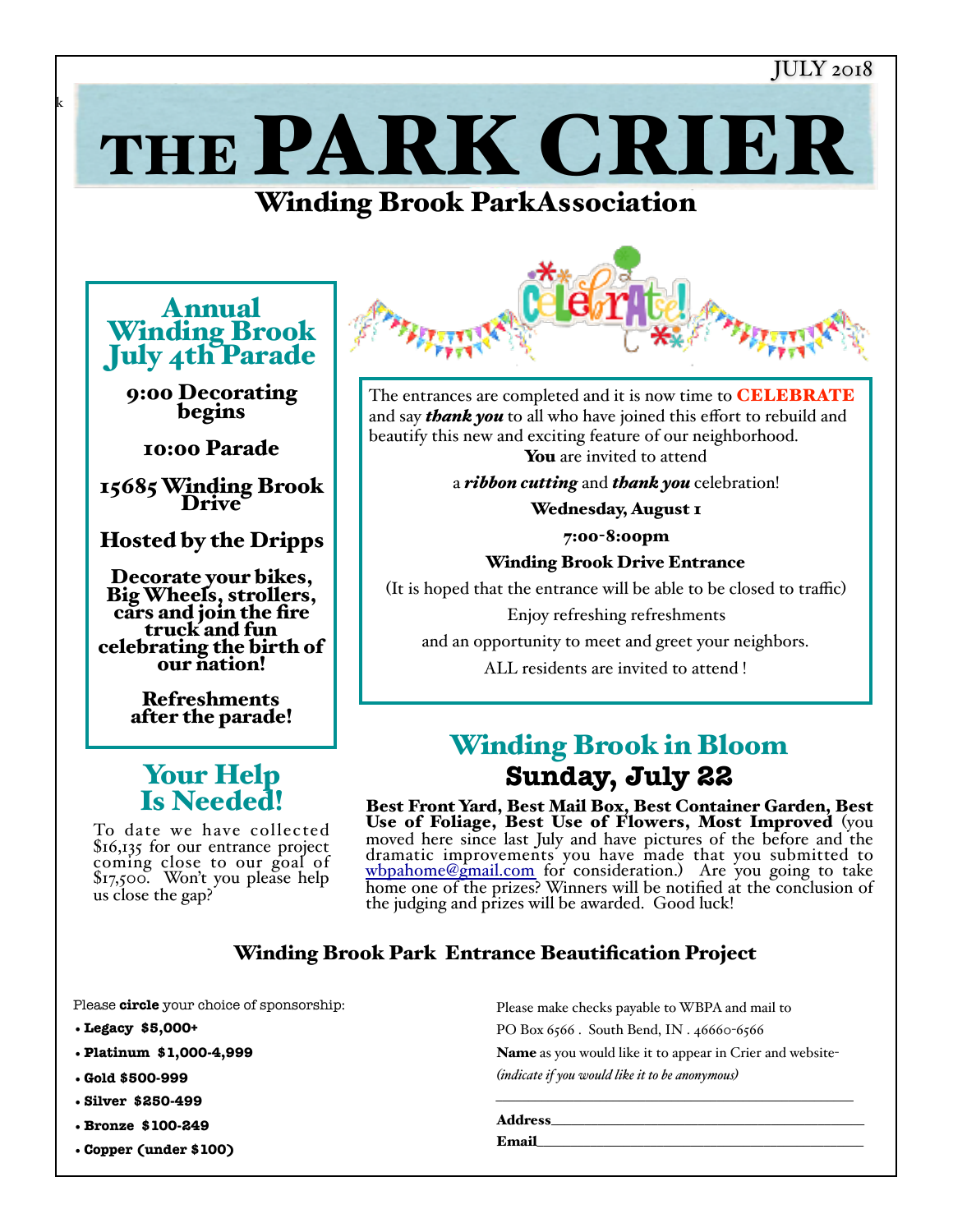JULY 2018

# THE PARK CRIER

## Winding Brook ParkAssociation

### Annual Winding Brook July 4th Parade

**9:00 Decorating begins**

**10:00 Parade**

**15685 Winding Brook Drive**

**Hosted by the Dripps**

**Decorate your bikes, Big Wheels, strollers, cars and join the fire truck and fun celebrating the birth of our nation!**

**Refreshments after the parade!**

### Your Help Is Needed!

To date we have collected $16,135 for our entrance project coming close to our goal of $17,500. Won't you please help us close the gap?

---

The entrances are completed and it is now time to **CELEBRATE** and say ***thank you*** to all who have joined this effort to rebuild and beautify this new and exciting feature of our neighborhood.

**You** are invited to attend

a ***ribbon cutting*** and ***thank you*** celebration!

**Wednesday, August 1**

**7:00-8:00pm**

**Winding Brook Drive Entrance**

(It is hoped that the entrance will be able to be closed to traffic)

Enjoy refreshing refreshments

and an opportunity to meet and greet your neighbors.

ALL residents are invited to attend !

### Winding Brook in Bloom

**Sunday, July 22**

**Best Front Yard, Best Mail Box, Best Container Garden, Best Use of Foliage, Best Use of Flowers, Most Improved** (you moved here since last July and have pictures of the before and the dramatic improvements you have made that you submitted to wbpahome@gmail.com for consideration.) Are you going to take home one of the prizes? Winners will be notified at the conclusion of the judging and prizes will be awarded. Good luck!

### Winding Brook Park Entrance Beautification Project

Please **circle** your choice of sponsorship:

- **Legacy $5,000+**
- **Platinum $1,000-4,999**
- **Gold $500-999**
- **Silver $250-499**
- **Bronze $100-249**
- **Copper (under $100)**

Please make checks payable to WBPA and mail to

PO Box 6566 . South Bend, IN . 46660-6566

**Name** as you would like it to appear in Crier and website-

*(indicate if you would like it to be anonymous)*

\_\_\_\_\_\_\_\_\_\_\_\_\_\_\_\_\_\_\_\_\_\_\_\_\_\_\_\_\_\_\_\_\_\_\_\_\_\_\_\_

**Address**\_\_\_\_\_\_\_\_\_\_\_\_\_\_\_\_\_\_\_\_\_\_\_\_\_\_\_\_\_\_\_\_\_\_\_\_

**Email**\_\_\_\_\_\_\_\_\_\_\_\_\_\_\_\_\_\_\_\_\_\_\_\_\_\_\_\_\_\_\_\_\_\_\_\_\_\_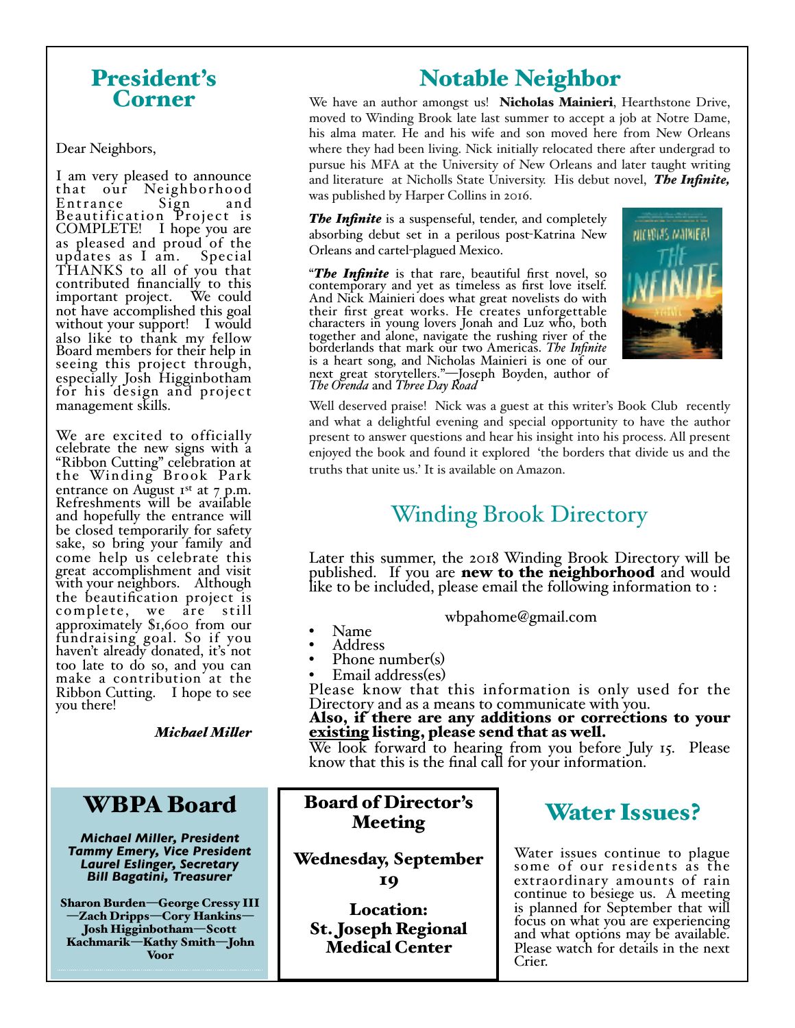## President's Corner

Dear Neighbors,

I am very pleased to announce that our Neighborhood Entrance Sign and Beautification Project is COMPLETE! I hope you are as pleased and proud of the updates as I am. Special THANKS to all of you that contributed financially to this important project. We could not have accomplished this goal without your support! I would also like to thank my fellow Board members for their help in seeing this project through, especially Josh Higginbotham for his design and project management skills.

We are excited to officially celebrate the new signs with a "Ribbon Cutting" celebration at the Winding Brook Park entrance on August 1st at 7 p.m. Refreshments will be available and hopefully the entrance will be closed temporarily for safety sake, so bring your family and come help us celebrate this great accomplishment and visit with your neighbors. Although the beautification project is complete, we are still approximately $1,600 from our fundraising goal. So if you haven't already donated, it's not too late to do so, and you can make a contribution at the Ribbon Cutting. I hope to see you there!

***Michael Miller***

## Notable Neighbor

We have an author amongst us! **Nicholas Mainieri**, Hearthstone Drive, moved to Winding Brook late last summer to accept a job at Notre Dame, his alma mater. He and his wife and son moved here from New Orleans where they had been living. Nick initially relocated there after undergrad to pursue his MFA at the University of New Orleans and later taught writing and literature at Nicholls State University. His debut novel, ***The Infinite,*** was published by Harper Collins in 2016.

***The Infinite*** is a suspenseful, tender, and completely absorbing debut set in a perilous post-Katrina New Orleans and cartel-plagued Mexico.

"***The Infinite*** is that rare, beautiful first novel, so contemporary and yet as timeless as first love itself. And Nick Mainieri does what great novelists do with their first great works. He creates unforgettable characters in young lovers Jonah and Luz who, both together and alone, navigate the rushing river of the borderlands that mark our two Americas. *The Infinite* is a heart song, and Nicholas Mainieri is one of our next great storytellers."—Joseph Boyden, author of *The Orenda* and *Three Day Road*

Well deserved praise! Nick was a guest at this writer's Book Club recently and what a delightful evening and special opportunity to have the author present to answer questions and hear his insight into his process. All present enjoyed the book and found it explored 'the borders that divide us and the truths that unite us.' It is available on Amazon.

## Winding Brook Directory

Later this summer, the 2018 Winding Brook Directory will be published. If you are **new to the neighborhood** and would like to be included, please email the following information to :

wbpahome@gmail.com

- Name
- Address
- Phone number(s)
- Email address(es)

Please know that this information is only used for the Directory and as a means to communicate with you.
**Also, if there are any additions or corrections to your <u>existing</u> listing, please send that as well.**
We look forward to hearing from you before July 15. Please know that this is the final call for your information.

## WBPA Board

***Michael Miller, President***
***Tammy Emery, Vice President***
***Laurel Eslinger, Secretary***
***Bill Bagatini, Treasurer***

**Sharon Burden—George Cressy III—Zach Dripps—Cory Hankins—Josh Higginbotham—Scott Kachmarik—Kathy Smith—John Voor**

## Board of Director's Meeting

**Wednesday, September 19**

**Location: St. Joseph Regional Medical Center**

## Water Issues?

Water issues continue to plague some of our residents as the extraordinary amounts of rain continue to besiege us. A meeting is planned for September that will focus on what you are experiencing and what options may be available. Please watch for details in the next Crier.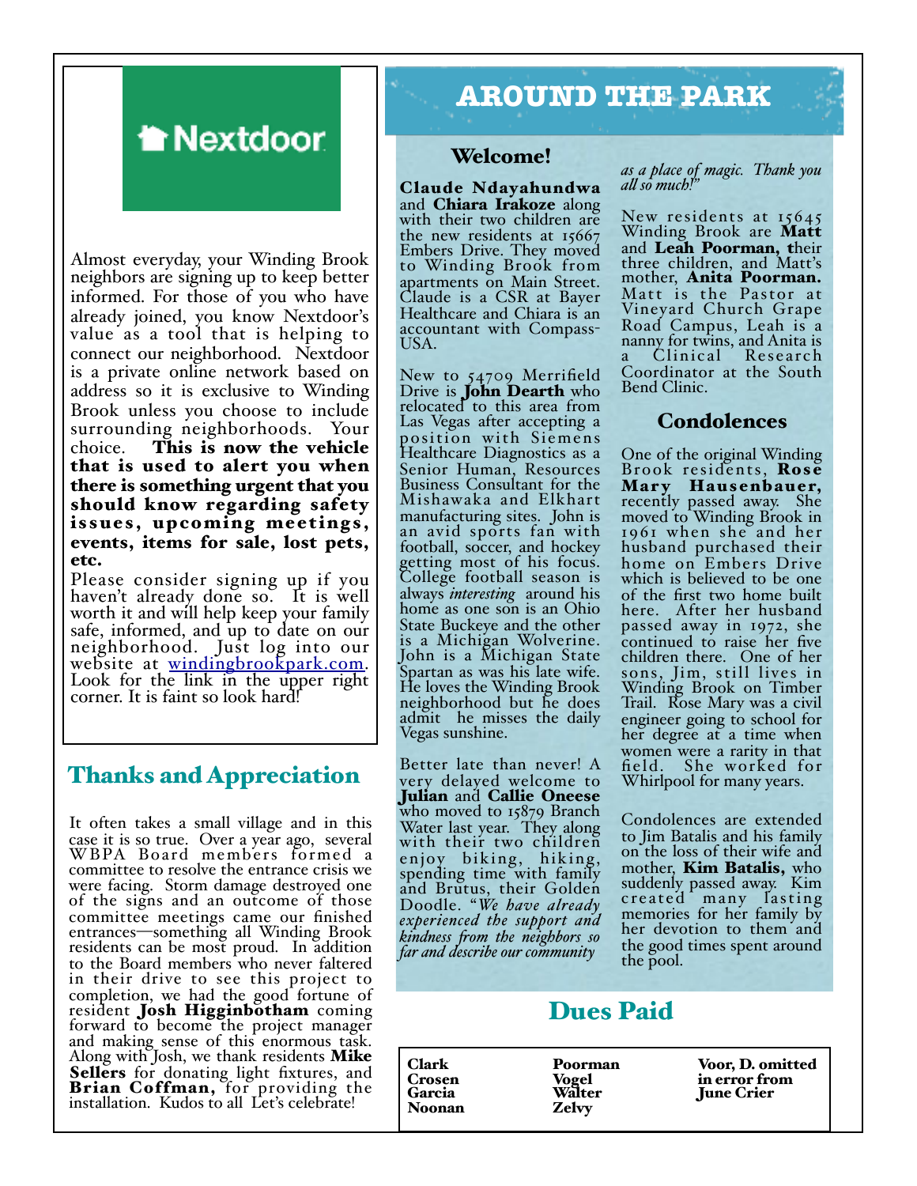Nextdoor

Almost everyday, your Winding Brook neighbors are signing up to keep better informed. For those of you who have already joined, you know Nextdoor's value as a tool that is helping to connect our neighborhood. Nextdoor is a private online network based on address so it is exclusive to Winding Brook unless you choose to include surrounding neighborhoods. Your choice. **This is now the vehicle that is used to alert you when there is something urgent that you should know regarding safety issues, upcoming meetings, events, items for sale, lost pets, etc.**

Please consider signing up if you haven't already done so. It is well worth it and will help keep your family safe, informed, and up to date on our neighborhood. Just log into our website at windingbrookpark.com. Look for the link in the upper right corner. It is faint so look hard!

## Thanks and Appreciation

It often takes a small village and in this case it is so true. Over a year ago, several WBPA Board members formed a committee to resolve the entrance crisis we were facing. Storm damage destroyed one of the signs and an outcome of those committee meetings came our finished entrances—something all Winding Brook residents can be most proud. In addition to the Board members who never faltered in their drive to see this project to completion, we had the good fortune of resident **Josh Higginbotham** coming forward to become the project manager and making sense of this enormous task. Along with Josh, we thank residents **Mike Sellers** for donating light fixtures, and **Brian Coffman,** for providing the installation. Kudos to all Let's celebrate!

# AROUND THE PARK

## Welcome!

**Claude Ndayahundwa** and **Chiara Irakoze** along with their two children are the new residents at 15667 Embers Drive. They moved to Winding Brook from apartments on Main Street. Claude is a CSR at Bayer Healthcare and Chiara is an accountant with Compass-USA.

New to 54709 Merrifield Drive is **John Dearth** who relocated to this area from Las Vegas after accepting a position with Siemens Healthcare Diagnostics as a Senior Human, Resources Business Consultant for the Mishawaka and Elkhart manufacturing sites. John is an avid sports fan with football, soccer, and hockey getting most of his focus. College football season is always *interesting* around his home as one son is an Ohio State Buckeye and the other is a Michigan Wolverine. John is a Michigan State Spartan as was his late wife. He loves the Winding Brook neighborhood but he does admit he misses the daily Vegas sunshine.

Better late than never! A very delayed welcome to **Julian** and **Callie Oneese** who moved to 15879 Branch Water last year. They along with their two children enjoy biking, hiking, spending time with family and Brutus, their Golden Doodle. "*We have already experienced the support and kindness from the neighbors so far and describe our community as a place of magic. Thank you all so much!*"

New residents at 15645 Winding Brook are **Matt** and **Leah Poorman, t**heir three children, and Matt's mother, **Anita Poorman.** Matt is the Pastor at Vineyard Church Grape Road Campus, Leah is a nanny for twins, and Anita is a Clinical Research Coordinator at the South Bend Clinic.

## Condolences

One of the original Winding Brook residents, **Rose Mary Hausenbauer,** recently passed away. She moved to Winding Brook in 1961 when she and her husband purchased their home on Embers Drive which is believed to be one of the first two home built here. After her husband passed away in 1972, she continued to raise her five children there. One of her sons, Jim, still lives in Winding Brook on Timber Trail. Rose Mary was a civil engineer going to school for her degree at a time when women were a rarity in that field. She worked for Whirlpool for many years.

Condolences are extended to Jim Batalis and his family on the loss of their wife and mother, **Kim Batalis,** who suddenly passed away. Kim created many lasting memories for her family by her devotion to them and the good times spent around the pool.

## Dues Paid

| | | |
|---|---|---|
| **Clark** | **Poorman** | **Voor, D. omitted in error from June Crier** |
| **Crosen** | **Vogel** | |
| **Garcia** | **Walter** | |
| **Noonan** | **Zelvy** | |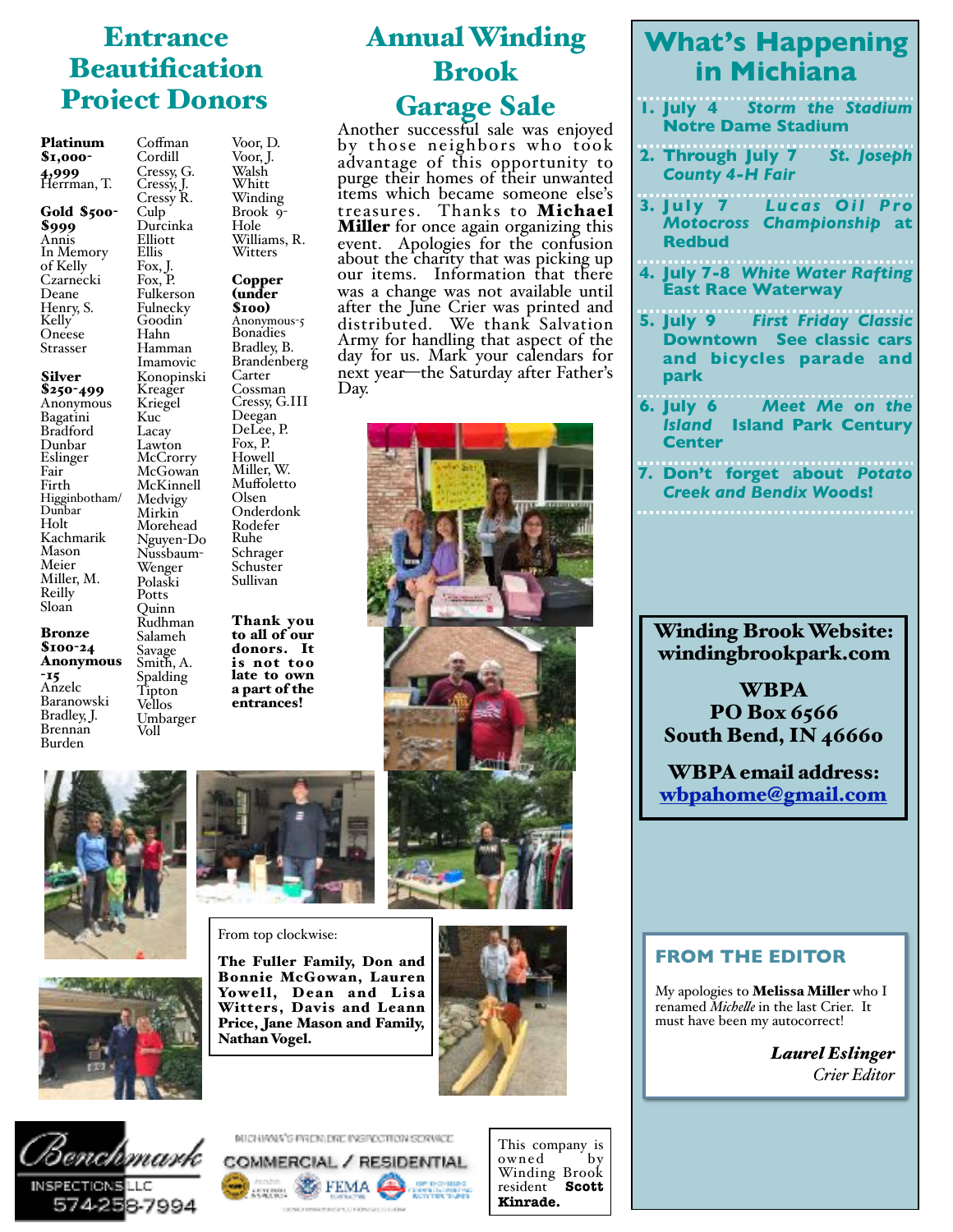# Entrance Beautification Project Donors

**Platinum $1,000-4,999**
Herrman, T.

**Gold $500-$999**
Annis
In Memory of Kelly
Czarnecki
Deane
Henry, S.
Kelly
Oneese
Strasser

**Silver $250-499**
Anonymous
Bagatini
Bradford
Dunbar
Eslinger
Fair
Firth
Higginbotham/Dunbar
Holt
Kachmarik
Mason
Meier
Miller, M.
Reilly
Sloan

**Bronze $100-24**
**Anonymous -15**
Anzelc
Baranowski
Bradley, J.
Brennan
Burden
Coffman
Cordill
Cressy, G.
Cressy, J.
Cressy R.
Culp
Durcinka
Elliott
Ellis
Fox, J.
Fox, P.
Fulkerson
Fulnecky
Goodin
Hahn
Hamman
Imamovic
Konopinski
Kreager
Kriegel
Kuc
Lacay
Lawton
McCrorry
McGowan
McKinnell
Medvigy
Mirkin
Morehead
Nguyen-Do
Nussbaum-Wenger
Polaski
Potts
Quinn
Rudhman
Salameh
Savage
Smith, A.
Spalding
Tipton
Vellos
Umbarger
Voll
Voor, D.
Voor, J.
Walsh
Whitt
Winding Brook 9-Hole
Williams, R.
Witters

**Copper (under $100)**
Anonymous-5
Bonadies
Bradley, B.
Brandenberg
Carter
Cossman
Cressy, G.III
Deegan
DeLee, P.
Fox, P.
Howell
Miller, W.
Muffoletto
Olsen
Onderdonk
Rodefer
Ruhe
Schrager
Schuster
Sullivan

**Thank you to all of our donors. It is not too late to own a part of the entrances!**

# Annual Winding Brook Garage Sale

Another successful sale was enjoyed by those neighbors who took advantage of this opportunity to purge their homes of their unwanted items which became someone else's treasures. Thanks to **Michael Miller** for once again organizing this event. Apologies for the confusion about the charity that was picking up our items. Information that there was a change was not available until after the June Crier was printed and distributed. We thank Salvation Army for handling that aspect of the day for us. Mark your calendars for next year—the Saturday after Father's Day.

From top clockwise:

**The Fuller Family, Don and Bonnie McGowan, Lauren Yowell, Dean and Lisa Witters, Davis and Leann Price, Jane Mason and Family, Nathan Vogel.**

# What's Happening in Michiana

1. **July 4** ***Storm the Stadium*** **Notre Dame Stadium**
2. **Through July 7** ***St. Joseph County 4-H Fair***
3. **July 7** ***Lucas Oil Pro Motocross Championship*** **at Redbud**
4. **July 7-8** ***White Water Rafting*** **East Race Waterway**
5. **July 9** ***First Friday Classic*** **Downtown See classic cars and bicycles parade and park**
6. **July 6** ***Meet Me on the Island*** **Island Park Century Center**
7. **Don't forget about** ***Potato Creek and Bendix Woods!***

**Winding Brook Website:**
**windingbrookpark.com**

**WBPA**
**PO Box 6566**
**South Bend, IN 46660**

**WBPA email address:**
**wbpahome@gmail.com**

## FROM THE EDITOR

My apologies to **Melissa Miller** who I renamed *Michelle* in the last Crier. It must have been my autocorrect!

***Laurel Eslinger***
*Crier Editor*

Benchmark INSPECTIONS LLC 574-258-7994

MICHIANA'S PREMIERE INSPECTION SERVICE
COMMERCIAL / RESIDENTIAL

This company is owned by Winding Brook resident **Scott Kinrade.**